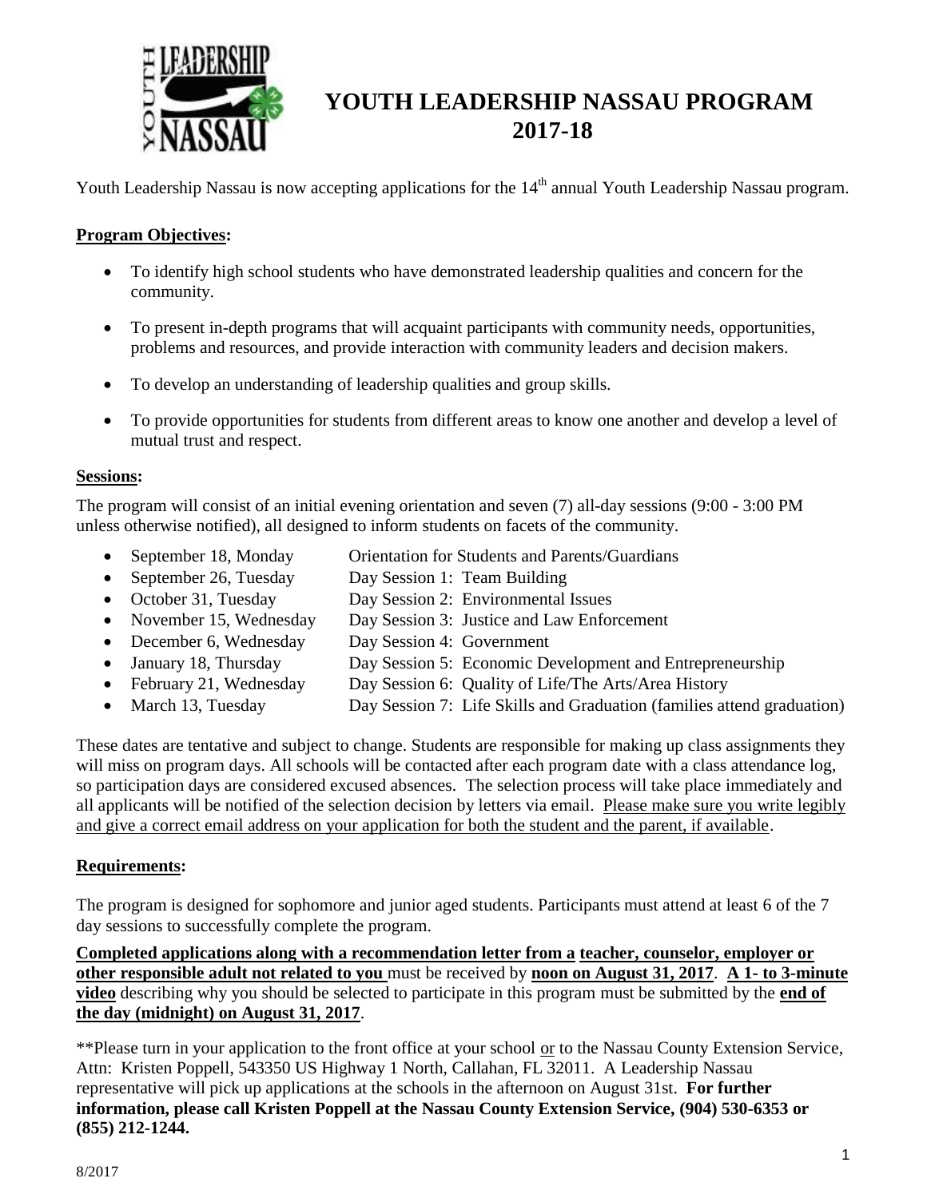# YOUTH LEADERSHIP NASSAU PROGRAM 2017-18

Youth Leadership Nassau is now accepting applications for the 14th annual Youth Leadership Nassau program.

**Program Objectives:**

- To identify high school students who have demonstrated leadership qualities and concern for the community.
- To present in-depth programs that will acquaint participants with community needs, opportunities, problems and resources, and provide interaction with community leaders and decision makers.
- To develop an understanding of leadership qualities and group skills.
- To provide opportunities for students from different areas to know one another and develop a level of mutual trust and respect.

**Sessions:**

The program will consist of an initial evening orientation and seven (7) all-day sessions (9:00 - 3:00 PM unless otherwise notified), all designed to inform students on facets of the community.

- September 18, Monday — Orientation for Students and Parents/Guardians
- September 26, Tuesday — Day Session 1: Team Building
- October 31, Tuesday — Day Session 2: Environmental Issues
- November 15, Wednesday — Day Session 3: Justice and Law Enforcement
- December 6, Wednesday — Day Session 4: Government
- January 18, Thursday — Day Session 5: Economic Development and Entrepreneurship
- February 21, Wednesday — Day Session 6: Quality of Life/The Arts/Area History
- March 13, Tuesday — Day Session 7: Life Skills and Graduation (families attend graduation)

These dates are tentative and subject to change. Students are responsible for making up class assignments they will miss on program days. All schools will be contacted after each program date with a class attendance log, so participation days are considered excused absences. The selection process will take place immediately and all applicants will be notified of the selection decision by letters via email. Please make sure you write legibly and give a correct email address on your application for both the student and the parent, if available.

**Requirements:**

The program is designed for sophomore and junior aged students. Participants must attend at least 6 of the 7 day sessions to successfully complete the program.

**Completed applications along with a recommendation letter from a teacher, counselor, employer or other responsible adult not related to you** must be received by **noon on August 31, 2017**. **A 1- to 3-minute video** describing why you should be selected to participate in this program must be submitted by the **end of the day (midnight) on August 31, 2017**.

**Please turn in your application to the front office at your school or to the Nassau County Extension Service, Attn: Kristen Poppell, 543350 US Highway 1 North, Callahan, FL 32011. A Leadership Nassau representative will pick up applications at the schools in the afternoon on August 31st. **For further information, please call Kristen Poppell at the Nassau County Extension Service, (904) 530-6353 or (855) 212-1244.**

8/2017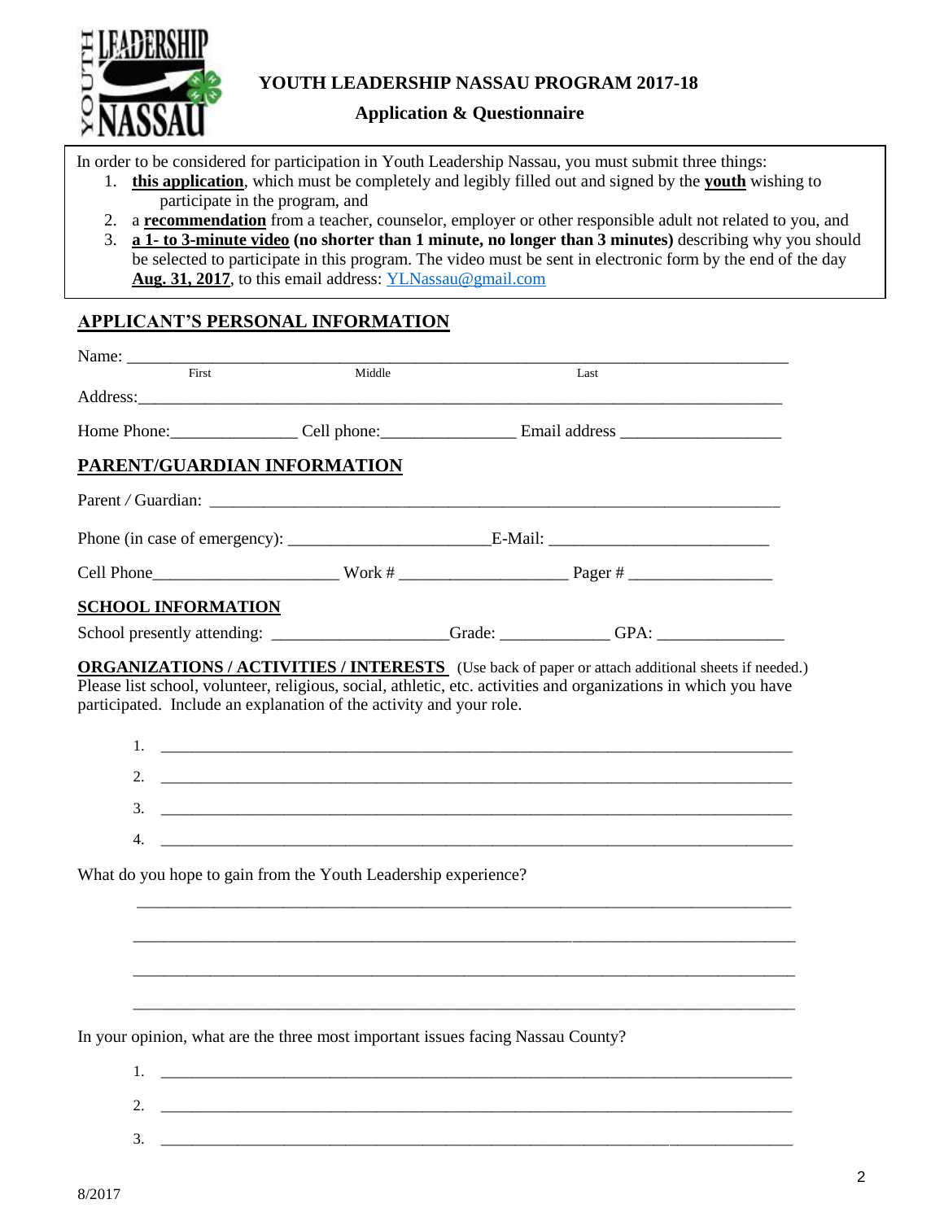# YOUTH LEADERSHIP NASSAU PROGRAM 2017-18

## Application & Questionnaire

In order to be considered for participation in Youth Leadership Nassau, you must submit three things:

1. **this application**, which must be completely and legibly filled out and signed by the **youth** wishing to participate in the program, and
2. a **recommendation** from a teacher, counselor, employer or other responsible adult not related to you, and
3. **a 1- to 3-minute video (no shorter than 1 minute, no longer than 3 minutes)** describing why you should be selected to participate in this program. The video must be sent in electronic form by the end of the day **Aug. 31, 2017**, to this email address: YLNassau@gmail.com

## APPLICANT'S PERSONAL INFORMATION

Name: ______________________________________________________________
First Middle Last

Address: ______________________________________________________________

Home Phone: _______________ Cell phone: _______________ Email address ___________________

## PARENT/GUARDIAN INFORMATION

Parent / Guardian: ______________________________________________________________

Phone (in case of emergency): _______________________ E-Mail: _________________________

Cell Phone _____________________ Work # ___________________ Pager # ________________

## SCHOOL INFORMATION

School presently attending: ____________________ Grade: ____________ GPA: ______________

**ORGANIZATIONS / ACTIVITIES / INTERESTS** (Use back of paper or attach additional sheets if needed.)
Please list school, volunteer, religious, social, athletic, etc. activities and organizations in which you have participated. Include an explanation of the activity and your role.

1. ______________________________________________________________
2. ______________________________________________________________
3. ______________________________________________________________
4. ______________________________________________________________

What do you hope to gain from the Youth Leadership experience?

______________________________________________________________

______________________________________________________________

______________________________________________________________

______________________________________________________________

In your opinion, what are the three most important issues facing Nassau County?

1. ______________________________________________________________
2. ______________________________________________________________
3. ______________________________________________________________

8/2017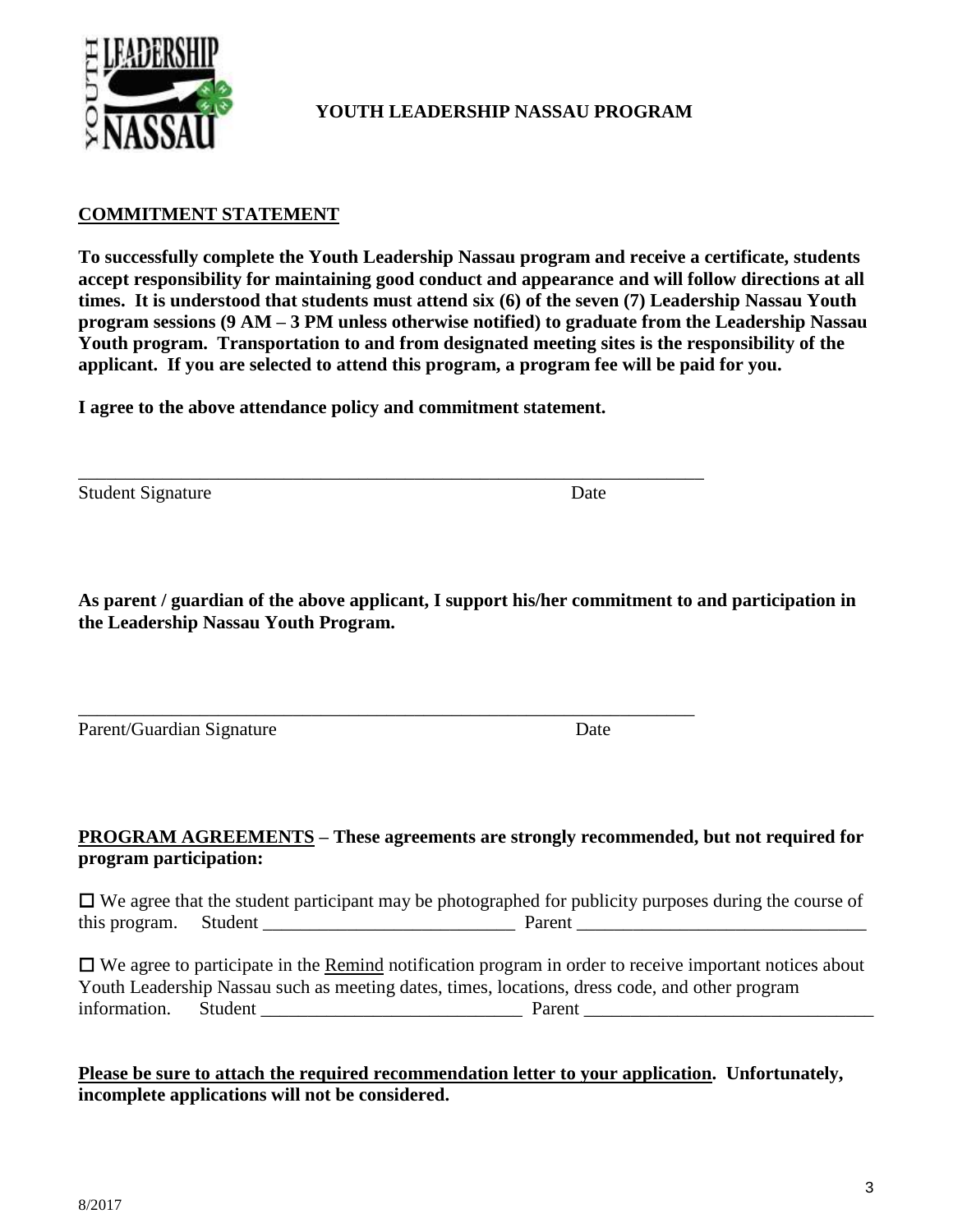**YOUTH LEADERSHIP NASSAU PROGRAM**

**COMMITMENT STATEMENT**

**To successfully complete the Youth Leadership Nassau program and receive a certificate, students accept responsibility for maintaining good conduct and appearance and will follow directions at all times. It is understood that students must attend six (6) of the seven (7) Leadership Nassau Youth program sessions (9 AM – 3 PM unless otherwise notified) to graduate from the Leadership Nassau Youth program. Transportation to and from designated meeting sites is the responsibility of the applicant. If you are selected to attend this program, a program fee will be paid for you.**

**I agree to the above attendance policy and commitment statement.**

_____________________________________________________________________

Student Signature                                                    Date

**As parent / guardian of the above applicant, I support his/her commitment to and participation in the Leadership Nassau Youth Program.**

_____________________________________________________________________

Parent/Guardian Signature                                                    Date

**PROGRAM AGREEMENTS – These agreements are strongly recommended, but not required for program participation:**

☐ We agree that the student participant may be photographed for publicity purposes during the course of this program.   Student ___________________________ Parent _______________________________

☐ We agree to participate in the Remind notification program in order to receive important notices about Youth Leadership Nassau such as meeting dates, times, locations, dress code, and other program information.   Student ____________________________ Parent _______________________________

**Please be sure to attach the required recommendation letter to your application. Unfortunately, incomplete applications will not be considered.**

8/2017